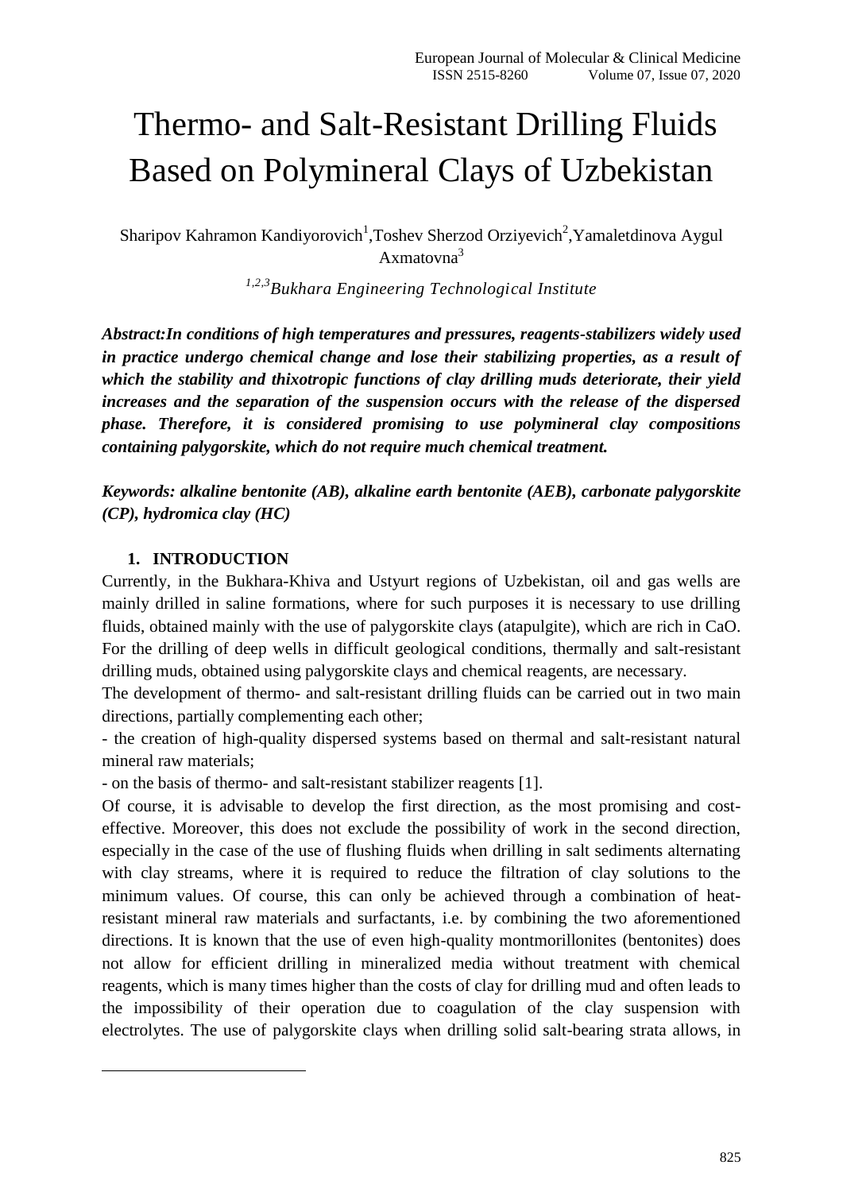# Thermo- and Salt-Resistant Drilling Fluids Based on Polymineral Clays of Uzbekistan

Sharipov Kahramon Kandiyorovich[1], Toshev Sherzod Orziyevich[2], Yamaletdinova Aygul Axmatovna[3]

*[1,2,3]Bukhara Engineering Technological Institute*

***Abstract:In conditions of high temperatures and pressures, reagents-stabilizers widely used in practice undergo chemical change and lose their stabilizing properties, as a result of which the stability and thixotropic functions of clay drilling muds deteriorate, their yield increases and the separation of the suspension occurs with the release of the dispersed phase. Therefore, it is considered promising to use polymineral clay compositions containing palygorskite, which do not require much chemical treatment.***

***Keywords: alkaline bentonite (AB), alkaline earth bentonite (AEB), carbonate palygorskite (CP), hydromica clay (HC)***

## 1. INTRODUCTION

Currently, in the Bukhara-Khiva and Ustyurt regions of Uzbekistan, oil and gas wells are mainly drilled in saline formations, where for such purposes it is necessary to use drilling fluids, obtained mainly with the use of palygorskite clays (atapulgite), which are rich in CaO. For the drilling of deep wells in difficult geological conditions, thermally and salt-resistant drilling muds, obtained using palygorskite clays and chemical reagents, are necessary.

The development of thermo- and salt-resistant drilling fluids can be carried out in two main directions, partially complementing each other;

- the creation of high-quality dispersed systems based on thermal and salt-resistant natural mineral raw materials;
- on the basis of thermo- and salt-resistant stabilizer reagents [1].

Of course, it is advisable to develop the first direction, as the most promising and cost-effective. Moreover, this does not exclude the possibility of work in the second direction, especially in the case of the use of flushing fluids when drilling in salt sediments alternating with clay streams, where it is required to reduce the filtration of clay solutions to the minimum values. Of course, this can only be achieved through a combination of heat-resistant mineral raw materials and surfactants, i.e. by combining the two aforementioned directions. It is known that the use of even high-quality montmorillonites (bentonites) does not allow for efficient drilling in mineralized media without treatment with chemical reagents, which is many times higher than the costs of clay for drilling mud and often leads to the impossibility of their operation due to coagulation of the clay suspension with electrolytes. The use of palygorskite clays when drilling solid salt-bearing strata allows, in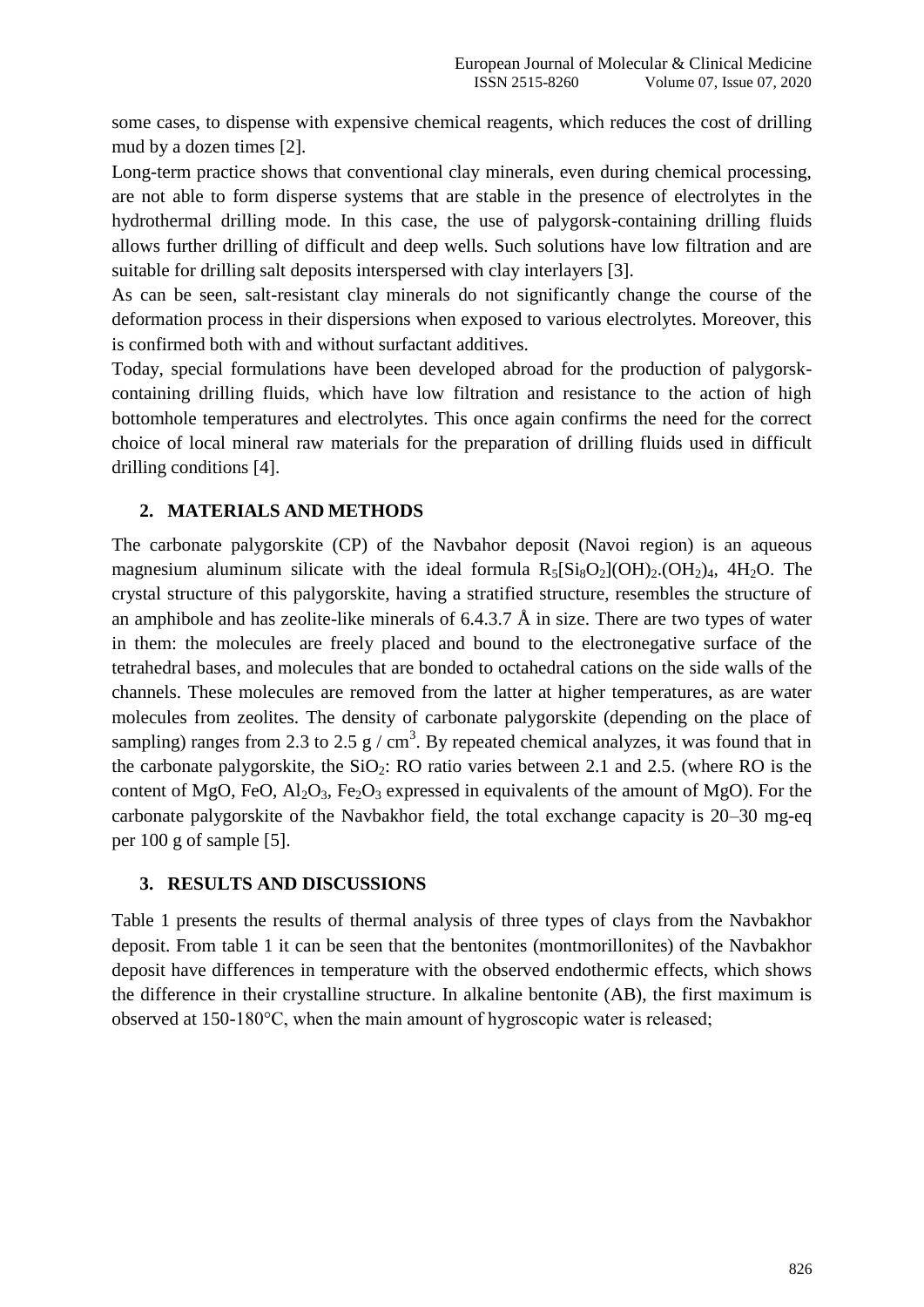some cases, to dispense with expensive chemical reagents, which reduces the cost of drilling mud by a dozen times [2].

Long-term practice shows that conventional clay minerals, even during chemical processing, are not able to form disperse systems that are stable in the presence of electrolytes in the hydrothermal drilling mode. In this case, the use of palygorsk-containing drilling fluids allows further drilling of difficult and deep wells. Such solutions have low filtration and are suitable for drilling salt deposits interspersed with clay interlayers [3].

As can be seen, salt-resistant clay minerals do not significantly change the course of the deformation process in their dispersions when exposed to various electrolytes. Moreover, this is confirmed both with and without surfactant additives.

Today, special formulations have been developed abroad for the production of palygorsk-containing drilling fluids, which have low filtration and resistance to the action of high bottomhole temperatures and electrolytes. This once again confirms the need for the correct choice of local mineral raw materials for the preparation of drilling fluids used in difficult drilling conditions [4].

## 2. MATERIALS AND METHODS

The carbonate palygorskite (CP) of the Navbahor deposit (Navoi region) is an aqueous magnesium aluminum silicate with the ideal formula $R_5[Si_8O_2](OH)_2.(OH_2)_4$, $4H_2O$. The crystal structure of this palygorskite, having a stratified structure, resembles the structure of an amphibole and has zeolite-like minerals of 6.4.3.7 Å in size. There are two types of water in them: the molecules are freely placed and bound to the electronegative surface of the tetrahedral bases, and molecules that are bonded to octahedral cations on the side walls of the channels. These molecules are removed from the latter at higher temperatures, as are water molecules from zeolites. The density of carbonate palygorskite (depending on the place of sampling) ranges from 2.3 to 2.5 g / cm$^3$. By repeated chemical analyzes, it was found that in the carbonate palygorskite, the $SiO_2$: RO ratio varies between 2.1 and 2.5. (where RO is the content of MgO, FeO, $Al_2O_3$, $Fe_2O_3$ expressed in equivalents of the amount of MgO). For the carbonate palygorskite of the Navbakhor field, the total exchange capacity is 20–30 mg-eq per 100 g of sample [5].

## 3. RESULTS AND DISCUSSIONS

Table 1 presents the results of thermal analysis of three types of clays from the Navbakhor deposit. From table 1 it can be seen that the bentonites (montmorillonites) of the Navbakhor deposit have differences in temperature with the observed endothermic effects, which shows the difference in their crystalline structure. In alkaline bentonite (AB), the first maximum is observed at 150-180°C, when the main amount of hygroscopic water is released;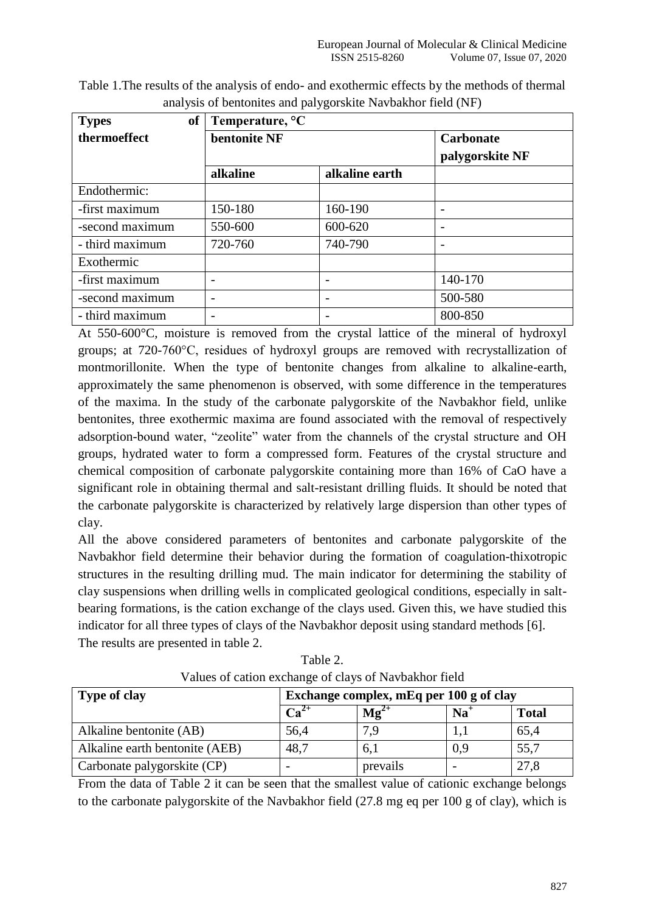Table 1.The results of the analysis of endo- and exothermic effects by the methods of thermal analysis of bentonites and palygorskite Navbakhor field (NF)

| **Types of thermoeffect** | **Temperature, °C** | | |
|---|---|---|---|
| | **bentonite NF** | | **Carbonate palygorskite NF** |
| | **alkaline** | **alkaline earth** | |
| Endothermic: | | | |
| -first maximum | 150-180 | 160-190 | - |
| -second maximum | 550-600 | 600-620 | - |
| - third maximum | 720-760 | 740-790 | - |
| Exothermic | | | |
| -first maximum | - | - | 140-170 |
| -second maximum | - | - | 500-580 |
| - third maximum | - | - | 800-850 |

At 550-600°C, moisture is removed from the crystal lattice of the mineral of hydroxyl groups; at 720-760°C, residues of hydroxyl groups are removed with recrystallization of montmorillonite. When the type of bentonite changes from alkaline to alkaline-earth, approximately the same phenomenon is observed, with some difference in the temperatures of the maxima. In the study of the carbonate palygorskite of the Navbakhor field, unlike bentonites, three exothermic maxima are found associated with the removal of respectively adsorption-bound water, "zeolite" water from the channels of the crystal structure and OH groups, hydrated water to form a compressed form. Features of the crystal structure and chemical composition of carbonate palygorskite containing more than 16% of CaO have a significant role in obtaining thermal and salt-resistant drilling fluids. It should be noted that the carbonate palygorskite is characterized by relatively large dispersion than other types of clay.

All the above considered parameters of bentonites and carbonate palygorskite of the Navbakhor field determine their behavior during the formation of coagulation-thixotropic structures in the resulting drilling mud. The main indicator for determining the stability of clay suspensions when drilling wells in complicated geological conditions, especially in salt-bearing formations, is the cation exchange of the clays used. Given this, we have studied this indicator for all three types of clays of the Navbakhor deposit using standard methods [6]. The results are presented in table 2.

Table 2.

Values of cation exchange of clays of Navbakhor field

| **Type of clay** | **Exchange complex, mEq per 100 g of clay** | | | |
|---|---|---|---|---|
| | $Ca^{2+}$ | $Mg^{2+}$ | $Na^{+}$ | **Total** |
| Alkaline bentonite (AB) | 56,4 | 7,9 | 1,1 | 65,4 |
| Alkaline earth bentonite (AEB) | 48,7 | 6,1 | 0,9 | 55,7 |
| Carbonate palygorskite (CP) | - | prevails | - | 27,8 |

From the data of Table 2 it can be seen that the smallest value of cationic exchange belongs to the carbonate palygorskite of the Navbakhor field (27.8 mg eq per 100 g of clay), which is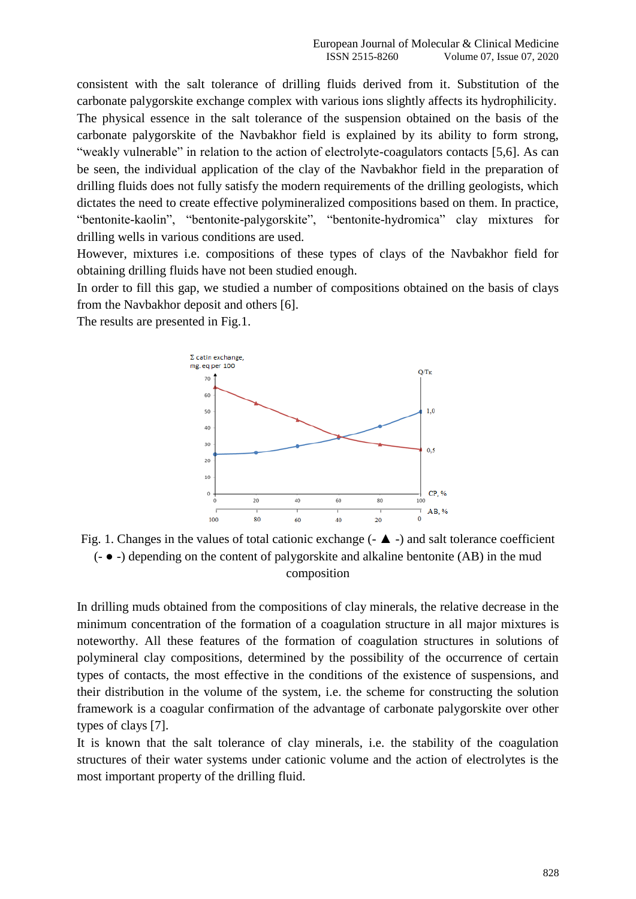consistent with the salt tolerance of drilling fluids derived from it. Substitution of the carbonate palygorskite exchange complex with various ions slightly affects its hydrophilicity. The physical essence in the salt tolerance of the suspension obtained on the basis of the carbonate palygorskite of the Navbakhor field is explained by its ability to form strong, "weakly vulnerable" in relation to the action of electrolyte-coagulators contacts [5,6]. As can be seen, the individual application of the clay of the Navbakhor field in the preparation of drilling fluids does not fully satisfy the modern requirements of the drilling geologists, which dictates the need to create effective polymineralized compositions based on them. In practice, "bentonite-kaolin", "bentonite-palygorskite", "bentonite-hydromica" clay mixtures for drilling wells in various conditions are used.

However, mixtures i.e. compositions of these types of clays of the Navbakhor field for obtaining drilling fluids have not been studied enough.

In order to fill this gap, we studied a number of compositions obtained on the basis of clays from the Navbakhor deposit and others [6].

The results are presented in Fig.1.

Fig. 1. Changes in the values of total cationic exchange (- ▲ -) and salt tolerance coefficient (- ● -) depending on the content of palygorskite and alkaline bentonite (AB) in the mud composition

In drilling muds obtained from the compositions of clay minerals, the relative decrease in the minimum concentration of the formation of a coagulation structure in all major mixtures is noteworthy. All these features of the formation of coagulation structures in solutions of polymineral clay compositions, determined by the possibility of the occurrence of certain types of contacts, the most effective in the conditions of the existence of suspensions, and their distribution in the volume of the system, i.e. the scheme for constructing the solution framework is a coagular confirmation of the advantage of carbonate palygorskite over other types of clays [7].

It is known that the salt tolerance of clay minerals, i.e. the stability of the coagulation structures of their water systems under cationic volume and the action of electrolytes is the most important property of the drilling fluid.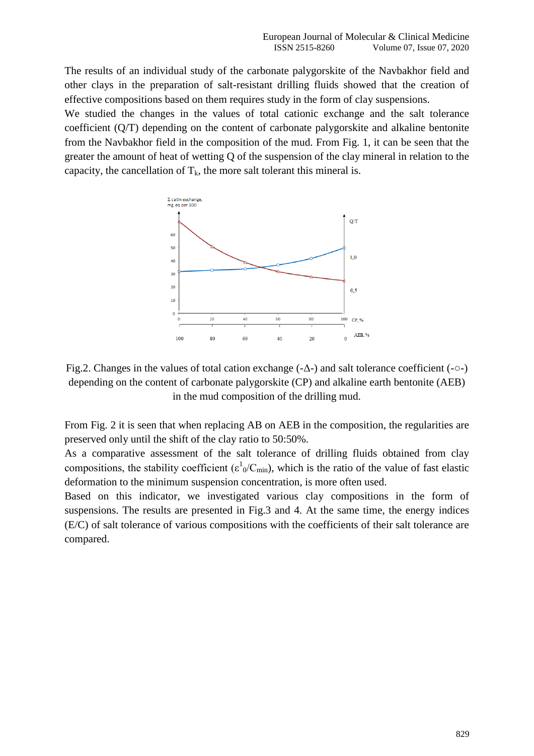The results of an individual study of the carbonate palygorskite of the Navbakhor field and other clays in the preparation of salt-resistant drilling fluids showed that the creation of effective compositions based on them requires study in the form of clay suspensions.

We studied the changes in the values of total cationic exchange and the salt tolerance coefficient (Q/T) depending on the content of carbonate palygorskite and alkaline bentonite from the Navbakhor field in the composition of the mud. From Fig. 1, it can be seen that the greater the amount of heat of wetting Q of the suspension of the clay mineral in relation to the capacity, the cancellation of $T_k$, the more salt tolerant this mineral is.

Fig.2. Changes in the values of total cation exchange (-Δ-) and salt tolerance coefficient (-○-) depending on the content of carbonate palygorskite (CP) and alkaline earth bentonite (AEB) in the mud composition of the drilling mud.

From Fig. 2 it is seen that when replacing AB on AEB in the composition, the regularities are preserved only until the shift of the clay ratio to 50:50%.

As a comparative assessment of the salt tolerance of drilling fluids obtained from clay compositions, the stability coefficient ($\varepsilon^1_0/C_{min}$), which is the ratio of the value of fast elastic deformation to the minimum suspension concentration, is more often used.

Based on this indicator, we investigated various clay compositions in the form of suspensions. The results are presented in Fig.3 and 4. At the same time, the energy indices (E/C) of salt tolerance of various compositions with the coefficients of their salt tolerance are compared.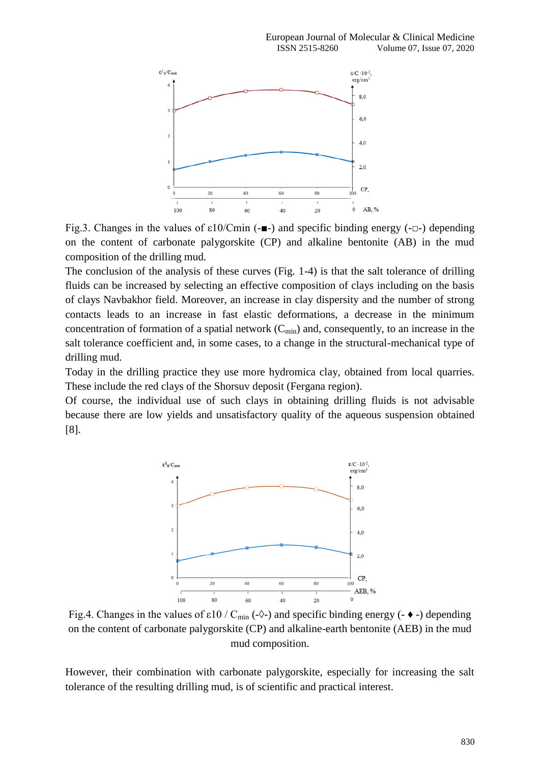Fig.3. Changes in the values of ε10/Cmin (-■-) and specific binding energy (-□-) depending on the content of carbonate palygorskite (CP) and alkaline bentonite (AB) in the mud composition of the drilling mud.

The conclusion of the analysis of these curves (Fig. 1-4) is that the salt tolerance of drilling fluids can be increased by selecting an effective composition of clays including on the basis of clays Navbakhor field. Moreover, an increase in clay dispersity and the number of strong contacts leads to an increase in fast elastic deformations, a decrease in the minimum concentration of formation of a spatial network ($C_{min}$) and, consequently, to an increase in the salt tolerance coefficient and, in some cases, to a change in the structural-mechanical type of drilling mud.

Today in the drilling practice they use more hydromica clay, obtained from local quarries. These include the red clays of the Shorsuv deposit (Fergana region).

Of course, the individual use of such clays in obtaining drilling fluids is not advisable because there are low yields and unsatisfactory quality of the aqueous suspension obtained [8].

Fig.4. Changes in the values of ε10 / $C_{min}$ (-◊-) and specific binding energy (- ♦ -) depending on the content of carbonate palygorskite (CP) and alkaline-earth bentonite (AEB) in the mud mud composition.

However, their combination with carbonate palygorskite, especially for increasing the salt tolerance of the resulting drilling mud, is of scientific and practical interest.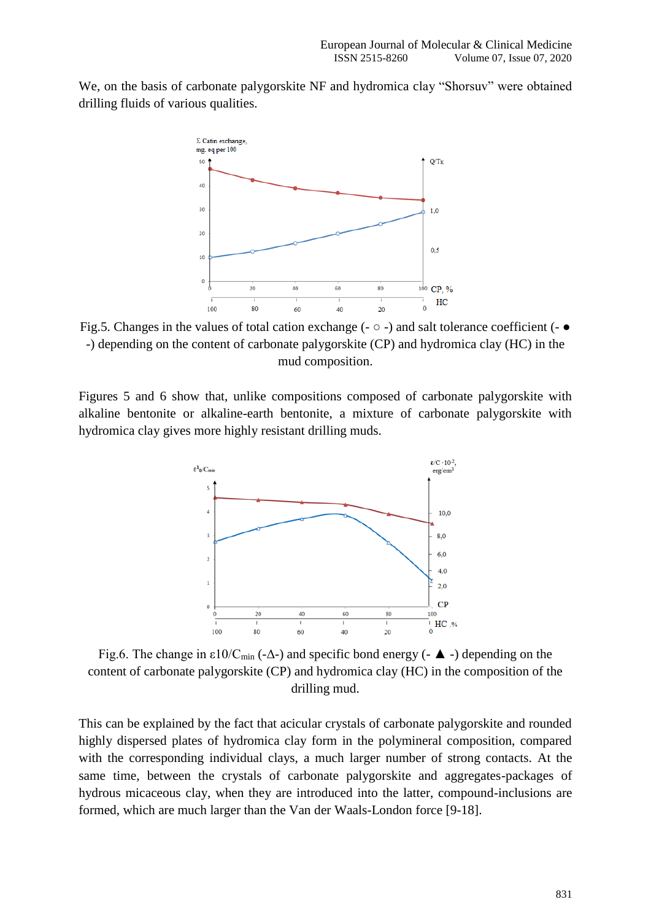We, on the basis of carbonate palygorskite NF and hydromica clay "Shorsuv" were obtained drilling fluids of various qualities.

Fig.5. Changes in the values of total cation exchange (- ○ -) and salt tolerance coefficient (- ● -) depending on the content of carbonate palygorskite (CP) and hydromica clay (HC) in the mud composition.

Figures 5 and 6 show that, unlike compositions composed of carbonate palygorskite with alkaline bentonite or alkaline-earth bentonite, a mixture of carbonate palygorskite with hydromica clay gives more highly resistant drilling muds.

Fig.6. The change in $\varepsilon 10/C_{min}$ (-Δ-) and specific bond energy (- ▲ -) depending on the content of carbonate palygorskite (CP) and hydromica clay (HC) in the composition of the drilling mud.

This can be explained by the fact that acicular crystals of carbonate palygorskite and rounded highly dispersed plates of hydromica clay form in the polymineral composition, compared with the corresponding individual clays, a much larger number of strong contacts. At the same time, between the crystals of carbonate palygorskite and aggregates-packages of hydrous micaceous clay, when they are introduced into the latter, compound-inclusions are formed, which are much larger than the Van der Waals-London force [9-18].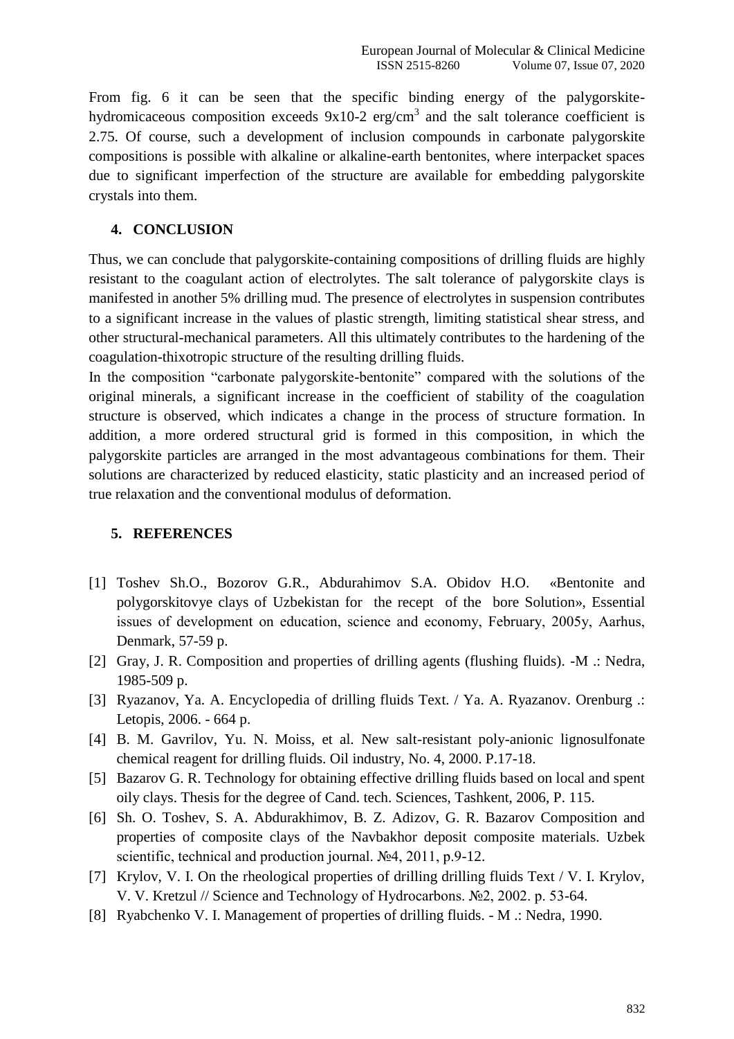From fig. 6 it can be seen that the specific binding energy of the palygorskite-hydromicaceous composition exceeds $9x10\text{-}2$ erg/cm$^3$ and the salt tolerance coefficient is 2.75. Of course, such a development of inclusion compounds in carbonate palygorskite compositions is possible with alkaline or alkaline-earth bentonites, where interpacket spaces due to significant imperfection of the structure are available for embedding palygorskite crystals into them.

## 4. CONCLUSION

Thus, we can conclude that palygorskite-containing compositions of drilling fluids are highly resistant to the coagulant action of electrolytes. The salt tolerance of palygorskite clays is manifested in another 5% drilling mud. The presence of electrolytes in suspension contributes to a significant increase in the values of plastic strength, limiting statistical shear stress, and other structural-mechanical parameters. All this ultimately contributes to the hardening of the coagulation-thixotropic structure of the resulting drilling fluids.

In the composition "carbonate palygorskite-bentonite" compared with the solutions of the original minerals, a significant increase in the coefficient of stability of the coagulation structure is observed, which indicates a change in the process of structure formation. In addition, a more ordered structural grid is formed in this composition, in which the palygorskite particles are arranged in the most advantageous combinations for them. Their solutions are characterized by reduced elasticity, static plasticity and an increased period of true relaxation and the conventional modulus of deformation.

## 5. REFERENCES

[1] Toshev Sh.O., Bozorov G.R., Abdurahimov S.A. Obidov H.O. «Bentonite and polygorskitovye clays of Uzbekistan for the recept of the bore Solution», Essential issues of development on education, science and economy, February, 2005y, Aarhus, Denmark, 57-59 p.

[2] Gray, J. R. Composition and properties of drilling agents (flushing fluids). -M .: Nedra, 1985-509 p.

[3] Ryazanov, Ya. A. Encyclopedia of drilling fluids Text. / Ya. A. Ryazanov. Orenburg .: Letopis, 2006. - 664 p.

[4] B. M. Gavrilov, Yu. N. Moiss, et al. New salt-resistant poly-anionic lignosulfonate chemical reagent for drilling fluids. Oil industry, No. 4, 2000. P.17-18.

[5] Bazarov G. R. Technology for obtaining effective drilling fluids based on local and spent oily clays. Thesis for the degree of Cand. tech. Sciences, Tashkent, 2006, P. 115.

[6] Sh. O. Toshev, S. A. Abdurakhimov, B. Z. Adizov, G. R. Bazarov Composition and properties of composite clays of the Navbakhor deposit composite materials. Uzbek scientific, technical and production journal. №4, 2011, p.9-12.

[7] Krylov, V. I. On the rheological properties of drilling drilling fluids Text / V. I. Krylov, V. V. Kretzul // Science and Technology of Hydrocarbons. №2, 2002. p. 53-64.

[8] Ryabchenko V. I. Management of properties of drilling fluids. - M .: Nedra, 1990.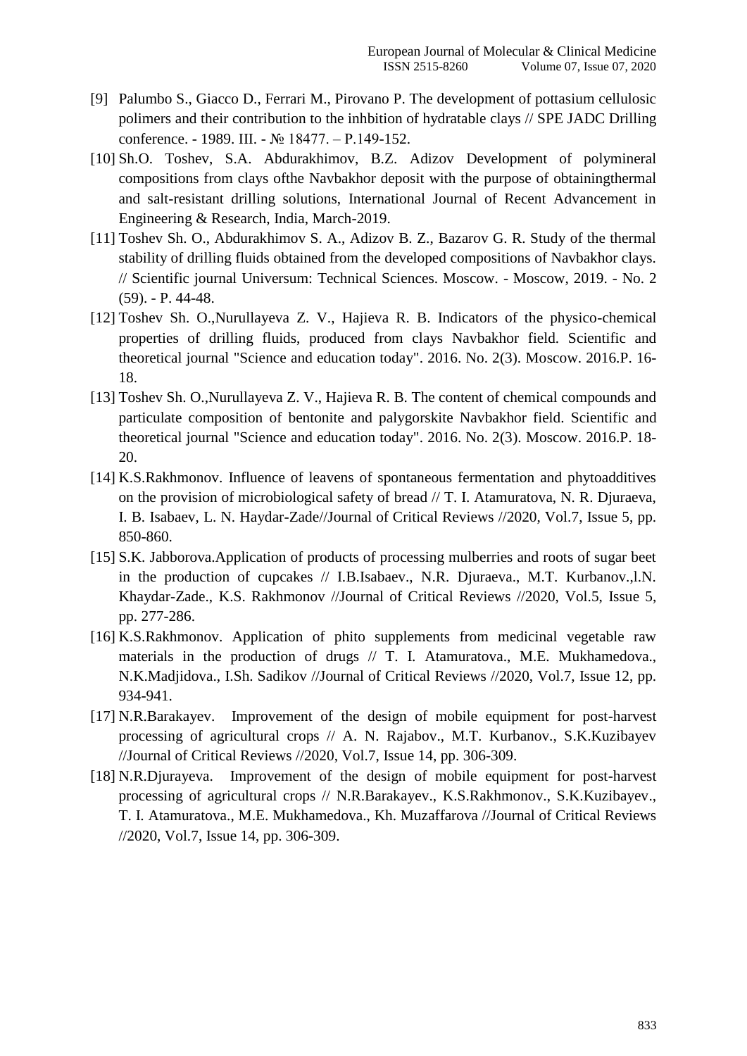[9] Palumbo S., Giacco D., Ferrari M., Pirovano P. The development of pottasium cellulosic polimers and their contribution to the inhbition of hydratable clays // SPE JADC Drilling conference. - 1989. III. - № 18477. – P.149-152.

[10] Sh.O. Toshev, S.A. Abdurakhimov, B.Z. Adizov Development of polymineral compositions from clays ofthe Navbakhor deposit with the purpose of obtainingthermal and salt-resistant drilling solutions, International Journal of Recent Advancement in Engineering & Research, India, March-2019.

[11] Toshev Sh. O., Abdurakhimov S. A., Adizov B. Z., Bazarov G. R. Study of the thermal stability of drilling fluids obtained from the developed compositions of Navbakhor clays. // Scientific journal Universum: Technical Sciences. Moscow. - Moscow, 2019. - No. 2 (59). - P. 44-48.

[12] Toshev Sh. O.,Nurullayeva Z. V., Hajieva R. B. Indicators of the physico-chemical properties of drilling fluids, produced from clays Navbakhor field. Scientific and theoretical journal "Science and education today". 2016. No. 2(3). Moscow. 2016.P. 16-18.

[13] Toshev Sh. O.,Nurullayeva Z. V., Hajieva R. B. The content of chemical compounds and particulate composition of bentonite and palygorskite Navbakhor field. Scientific and theoretical journal "Science and education today". 2016. No. 2(3). Moscow. 2016.P. 18-20.

[14] K.S.Rakhmonov. Influence of leavens of spontaneous fermentation and phytoadditives on the provision of microbiological safety of bread // T. I. Atamuratova, N. R. Djuraeva, I. B. Isabaev, L. N. Haydar-Zade//Journal of Critical Reviews //2020, Vol.7, Issue 5, pp. 850-860.

[15] S.K. Jabborova.Application of products of processing mulberries and roots of sugar beet in the production of cupcakes // I.B.Isabaev., N.R. Djuraeva., M.T. Kurbanov.,l.N. Khaydar-Zade., K.S. Rakhmonov //Journal of Critical Reviews //2020, Vol.5, Issue 5, pp. 277-286.

[16] K.S.Rakhmonov. Application of phito supplements from medicinal vegetable raw materials in the production of drugs // T. I. Atamuratova., M.E. Mukhamedova., N.K.Madjidova., I.Sh. Sadikov //Journal of Critical Reviews //2020, Vol.7, Issue 12, pp. 934-941.

[17] N.R.Barakayev. Improvement of the design of mobile equipment for post-harvest processing of agricultural crops // A. N. Rajabov., M.T. Kurbanov., S.K.Kuzibayev //Journal of Critical Reviews //2020, Vol.7, Issue 14, pp. 306-309.

[18] N.R.Djurayeva. Improvement of the design of mobile equipment for post-harvest processing of agricultural crops // N.R.Barakayev., K.S.Rakhmonov., S.K.Kuzibayev., T. I. Atamuratova., M.E. Mukhamedova., Kh. Muzaffarova //Journal of Critical Reviews //2020, Vol.7, Issue 14, pp. 306-309.